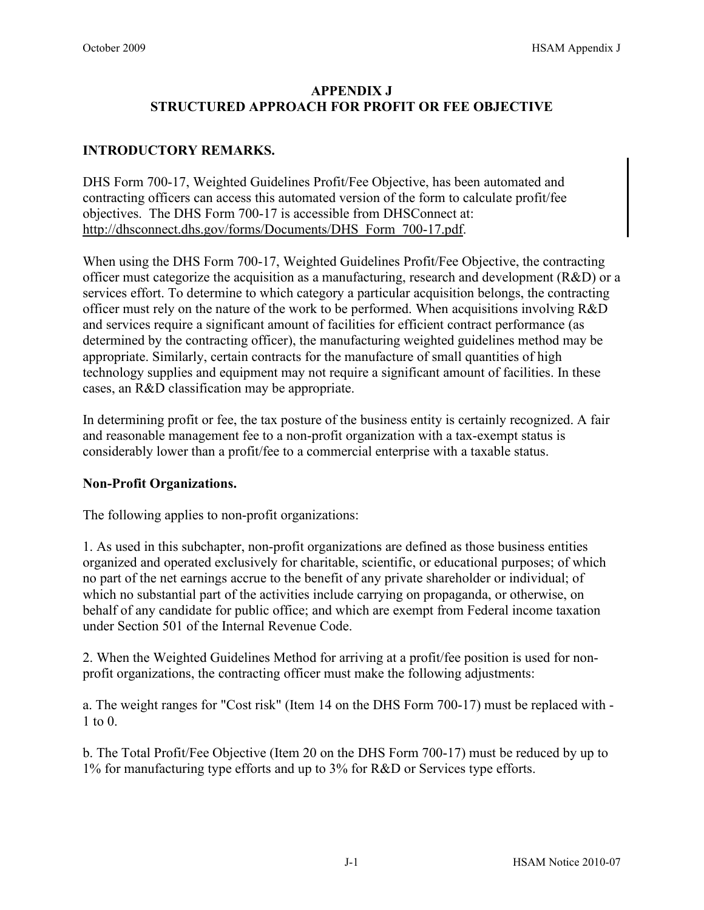# APPENDIX J
# STRUCTURED APPROACH FOR PROFIT OR FEE OBJECTIVE

## INTRODUCTORY REMARKS.

DHS Form 700-17, Weighted Guidelines Profit/Fee Objective, has been automated and contracting officers can access this automated version of the form to calculate profit/fee objectives. The DHS Form 700-17 is accessible from DHSConnect at: http://dhsconnect.dhs.gov/forms/Documents/DHS_Form_700-17.pdf.

When using the DHS Form 700-17, Weighted Guidelines Profit/Fee Objective, the contracting officer must categorize the acquisition as a manufacturing, research and development (R&D) or a services effort. To determine to which category a particular acquisition belongs, the contracting officer must rely on the nature of the work to be performed. When acquisitions involving R&D and services require a significant amount of facilities for efficient contract performance (as determined by the contracting officer), the manufacturing weighted guidelines method may be appropriate. Similarly, certain contracts for the manufacture of small quantities of high technology supplies and equipment may not require a significant amount of facilities. In these cases, an R&D classification may be appropriate.

In determining profit or fee, the tax posture of the business entity is certainly recognized. A fair and reasonable management fee to a non-profit organization with a tax-exempt status is considerably lower than a profit/fee to a commercial enterprise with a taxable status.

### Non-Profit Organizations.

The following applies to non-profit organizations:

1. As used in this subchapter, non-profit organizations are defined as those business entities organized and operated exclusively for charitable, scientific, or educational purposes; of which no part of the net earnings accrue to the benefit of any private shareholder or individual; of which no substantial part of the activities include carrying on propaganda, or otherwise, on behalf of any candidate for public office; and which are exempt from Federal income taxation under Section 501 of the Internal Revenue Code.

2. When the Weighted Guidelines Method for arriving at a profit/fee position is used for non-profit organizations, the contracting officer must make the following adjustments:

a. The weight ranges for "Cost risk" (Item 14 on the DHS Form 700-17) must be replaced with -1 to 0.

b. The Total Profit/Fee Objective (Item 20 on the DHS Form 700-17) must be reduced by up to 1% for manufacturing type efforts and up to 3% for R&D or Services type efforts.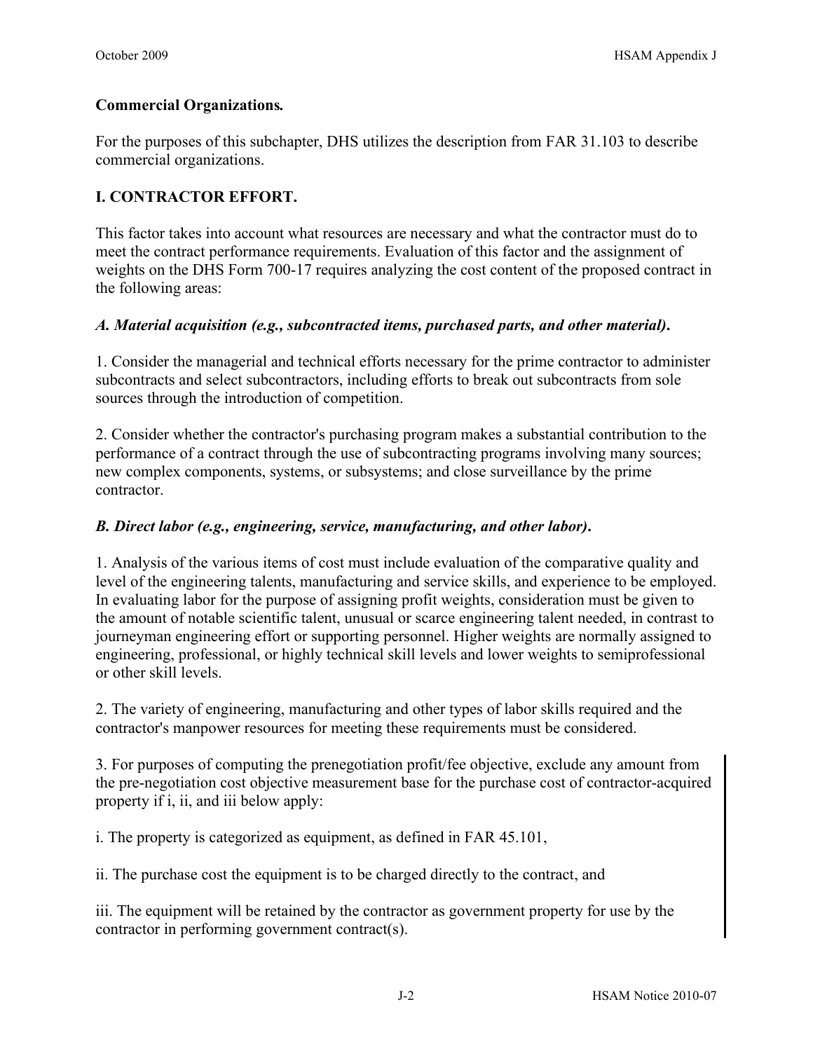**Commercial Organizations.**

For the purposes of this subchapter, DHS utilizes the description from FAR 31.103 to describe commercial organizations.

**I. CONTRACTOR EFFORT.**

This factor takes into account what resources are necessary and what the contractor must do to meet the contract performance requirements. Evaluation of this factor and the assignment of weights on the DHS Form 700-17 requires analyzing the cost content of the proposed contract in the following areas:

***A. Material acquisition (e.g., subcontracted items, purchased parts, and other material).***

1. Consider the managerial and technical efforts necessary for the prime contractor to administer subcontracts and select subcontractors, including efforts to break out subcontracts from sole sources through the introduction of competition.

2. Consider whether the contractor's purchasing program makes a substantial contribution to the performance of a contract through the use of subcontracting programs involving many sources; new complex components, systems, or subsystems; and close surveillance by the prime contractor.

***B. Direct labor (e.g., engineering, service, manufacturing, and other labor).***

1. Analysis of the various items of cost must include evaluation of the comparative quality and level of the engineering talents, manufacturing and service skills, and experience to be employed. In evaluating labor for the purpose of assigning profit weights, consideration must be given to the amount of notable scientific talent, unusual or scarce engineering talent needed, in contrast to journeyman engineering effort or supporting personnel. Higher weights are normally assigned to engineering, professional, or highly technical skill levels and lower weights to semiprofessional or other skill levels.

2. The variety of engineering, manufacturing and other types of labor skills required and the contractor's manpower resources for meeting these requirements must be considered.

3. For purposes of computing the prenegotiation profit/fee objective, exclude any amount from the pre-negotiation cost objective measurement base for the purchase cost of contractor-acquired property if i, ii, and iii below apply:

i. The property is categorized as equipment, as defined in FAR 45.101,

ii. The purchase cost the equipment is to be charged directly to the contract, and

iii. The equipment will be retained by the contractor as government property for use by the contractor in performing government contract(s).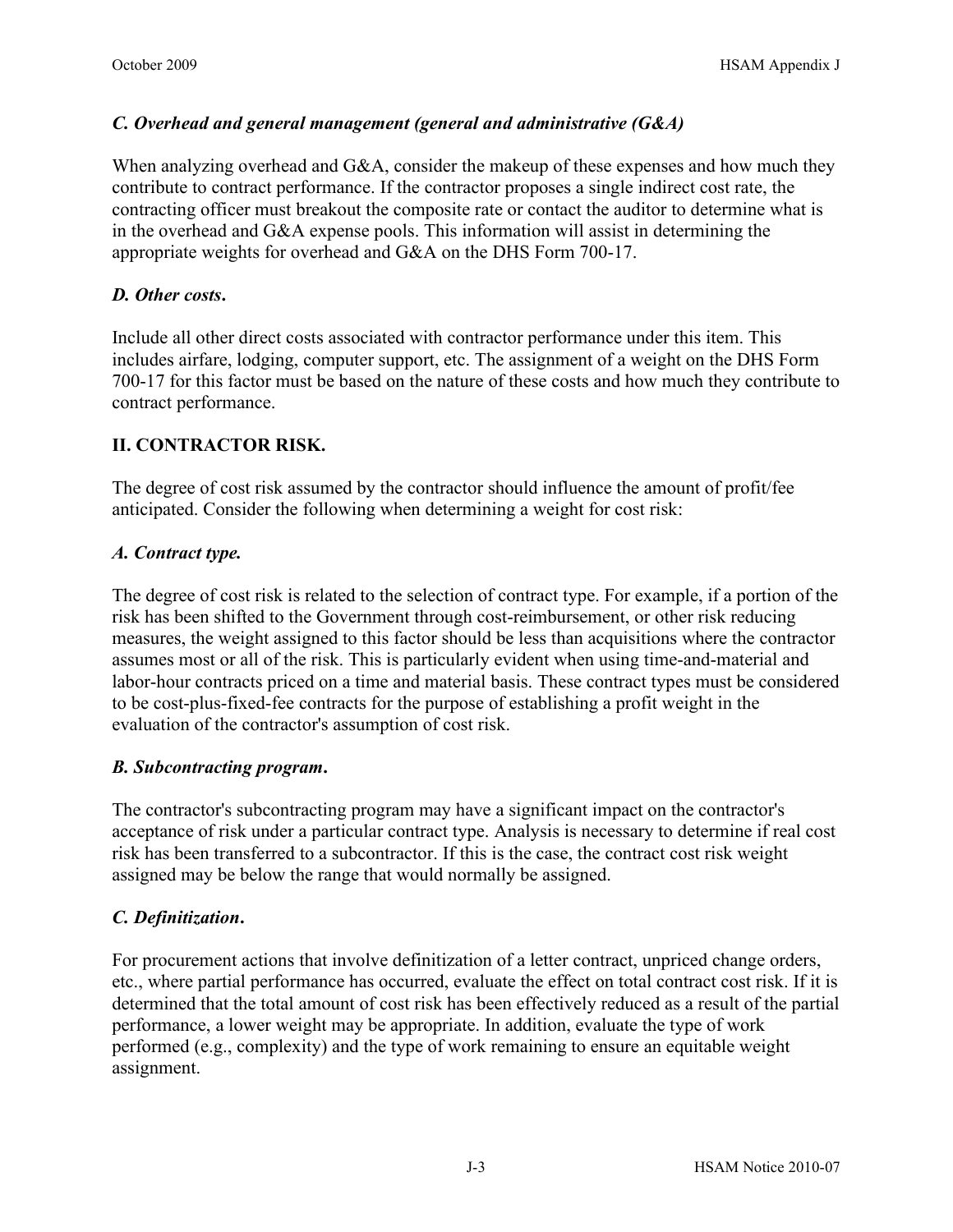### *C. Overhead and general management (general and administrative (G&A)*

When analyzing overhead and G&A, consider the makeup of these expenses and how much they contribute to contract performance. If the contractor proposes a single indirect cost rate, the contracting officer must breakout the composite rate or contact the auditor to determine what is in the overhead and G&A expense pools. This information will assist in determining the appropriate weights for overhead and G&A on the DHS Form 700-17.

### *D. Other costs***.**

Include all other direct costs associated with contractor performance under this item. This includes airfare, lodging, computer support, etc. The assignment of a weight on the DHS Form 700-17 for this factor must be based on the nature of these costs and how much they contribute to contract performance.

## **II. CONTRACTOR RISK.**

The degree of cost risk assumed by the contractor should influence the amount of profit/fee anticipated. Consider the following when determining a weight for cost risk:

### *A. Contract type.*

The degree of cost risk is related to the selection of contract type. For example, if a portion of the risk has been shifted to the Government through cost-reimbursement, or other risk reducing measures, the weight assigned to this factor should be less than acquisitions where the contractor assumes most or all of the risk. This is particularly evident when using time-and-material and labor-hour contracts priced on a time and material basis. These contract types must be considered to be cost-plus-fixed-fee contracts for the purpose of establishing a profit weight in the evaluation of the contractor's assumption of cost risk.

### *B. Subcontracting program***.**

The contractor's subcontracting program may have a significant impact on the contractor's acceptance of risk under a particular contract type. Analysis is necessary to determine if real cost risk has been transferred to a subcontractor. If this is the case, the contract cost risk weight assigned may be below the range that would normally be assigned.

### *C. Definitization***.**

For procurement actions that involve definitization of a letter contract, unpriced change orders, etc., where partial performance has occurred, evaluate the effect on total contract cost risk. If it is determined that the total amount of cost risk has been effectively reduced as a result of the partial performance, a lower weight may be appropriate. In addition, evaluate the type of work performed (e.g., complexity) and the type of work remaining to ensure an equitable weight assignment.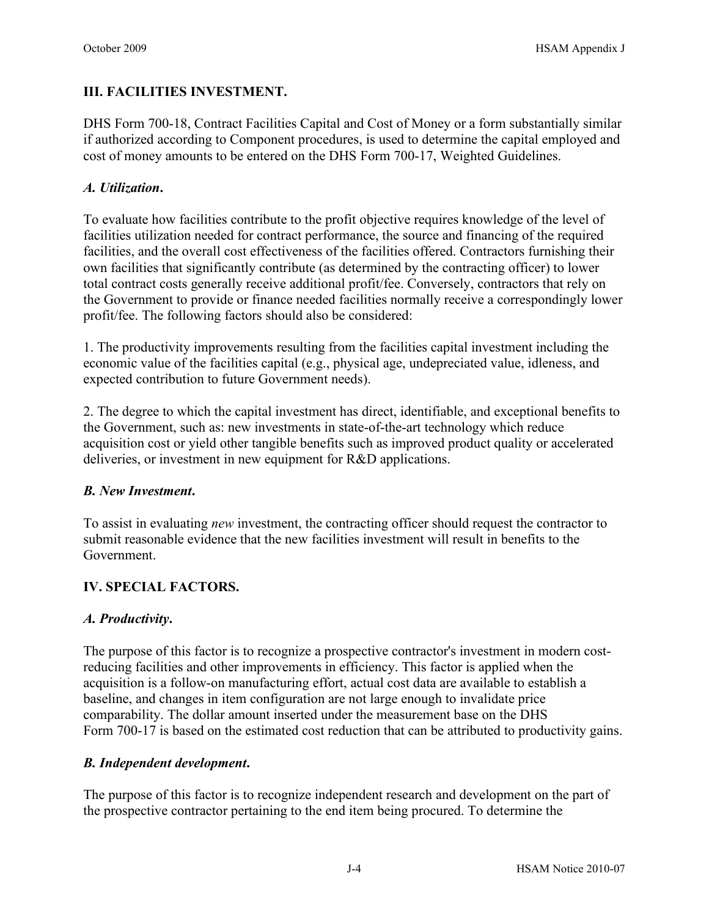## III. FACILITIES INVESTMENT.

DHS Form 700-18, Contract Facilities Capital and Cost of Money or a form substantially similar if authorized according to Component procedures, is used to determine the capital employed and cost of money amounts to be entered on the DHS Form 700-17, Weighted Guidelines.

### *A. Utilization*.

To evaluate how facilities contribute to the profit objective requires knowledge of the level of facilities utilization needed for contract performance, the source and financing of the required facilities, and the overall cost effectiveness of the facilities offered. Contractors furnishing their own facilities that significantly contribute (as determined by the contracting officer) to lower total contract costs generally receive additional profit/fee. Conversely, contractors that rely on the Government to provide or finance needed facilities normally receive a correspondingly lower profit/fee. The following factors should also be considered:

1. The productivity improvements resulting from the facilities capital investment including the economic value of the facilities capital (e.g., physical age, undepreciated value, idleness, and expected contribution to future Government needs).

2. The degree to which the capital investment has direct, identifiable, and exceptional benefits to the Government, such as: new investments in state-of-the-art technology which reduce acquisition cost or yield other tangible benefits such as improved product quality or accelerated deliveries, or investment in new equipment for R&D applications.

### *B. New Investment*.

To assist in evaluating *new* investment, the contracting officer should request the contractor to submit reasonable evidence that the new facilities investment will result in benefits to the Government.

## IV. SPECIAL FACTORS.

### *A. Productivity*.

The purpose of this factor is to recognize a prospective contractor's investment in modern cost-reducing facilities and other improvements in efficiency. This factor is applied when the acquisition is a follow-on manufacturing effort, actual cost data are available to establish a baseline, and changes in item configuration are not large enough to invalidate price comparability. The dollar amount inserted under the measurement base on the DHS Form 700-17 is based on the estimated cost reduction that can be attributed to productivity gains.

### *B. Independent development*.

The purpose of this factor is to recognize independent research and development on the part of the prospective contractor pertaining to the end item being procured. To determine the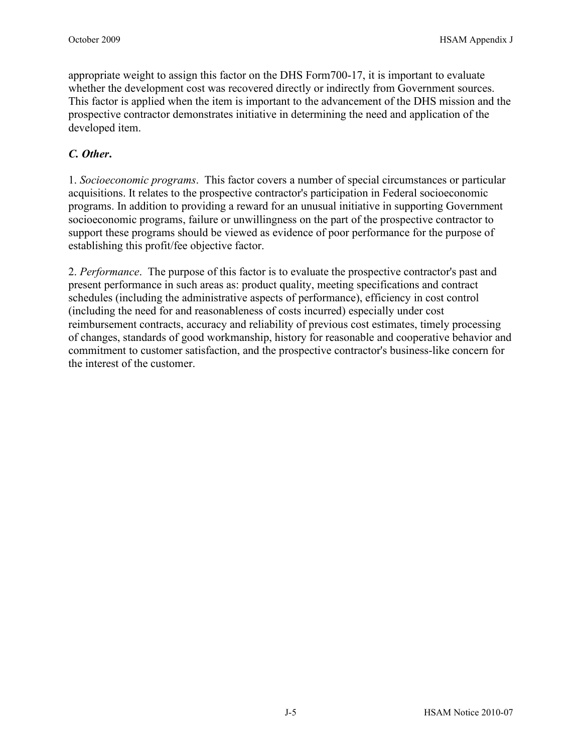appropriate weight to assign this factor on the DHS Form700-17, it is important to evaluate whether the development cost was recovered directly or indirectly from Government sources. This factor is applied when the item is important to the advancement of the DHS mission and the prospective contractor demonstrates initiative in determining the need and application of the developed item.

***C. Other*.**

1. *Socioeconomic programs*. This factor covers a number of special circumstances or particular acquisitions. It relates to the prospective contractor's participation in Federal socioeconomic programs. In addition to providing a reward for an unusual initiative in supporting Government socioeconomic programs, failure or unwillingness on the part of the prospective contractor to support these programs should be viewed as evidence of poor performance for the purpose of establishing this profit/fee objective factor.

2. *Performance*. The purpose of this factor is to evaluate the prospective contractor's past and present performance in such areas as: product quality, meeting specifications and contract schedules (including the administrative aspects of performance), efficiency in cost control (including the need for and reasonableness of costs incurred) especially under cost reimbursement contracts, accuracy and reliability of previous cost estimates, timely processing of changes, standards of good workmanship, history for reasonable and cooperative behavior and commitment to customer satisfaction, and the prospective contractor's business-like concern for the interest of the customer.